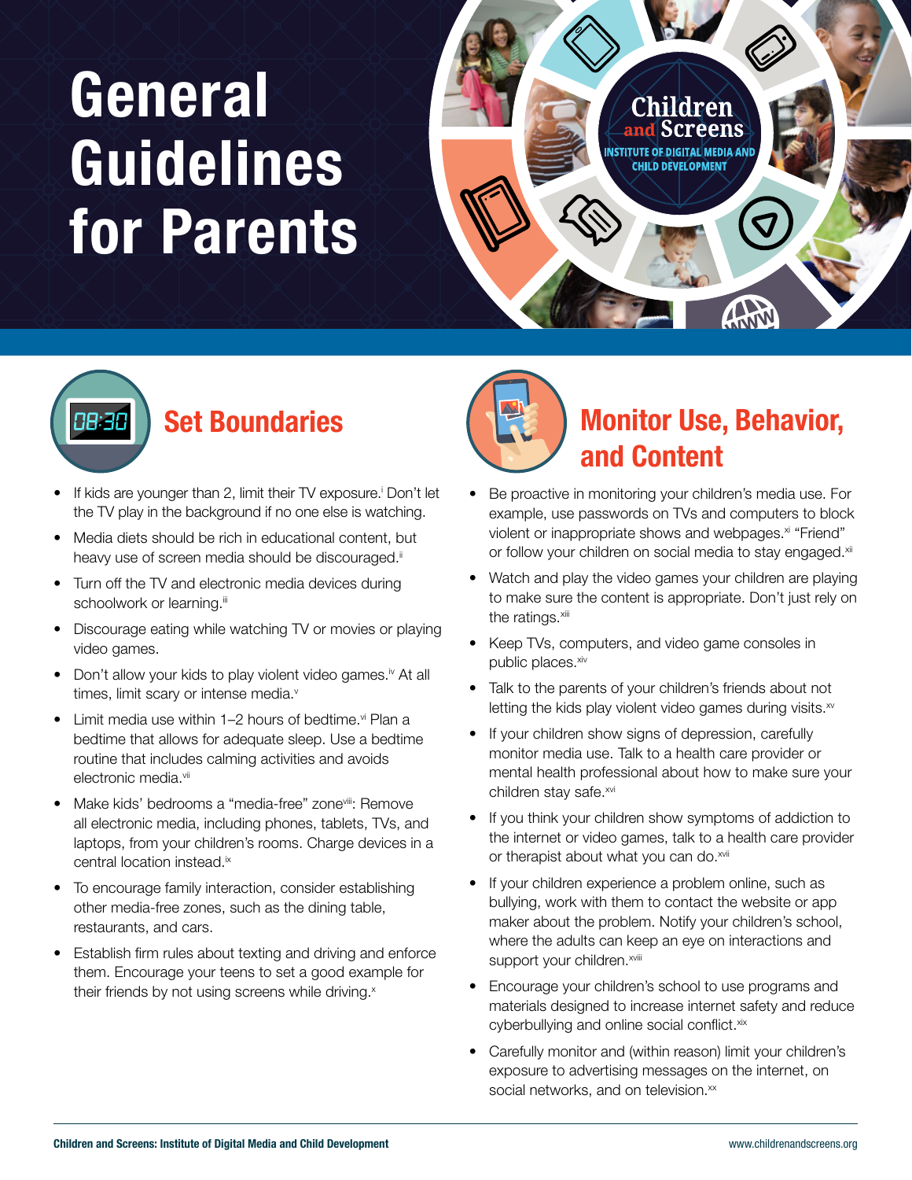# General Guidelines for Parents

## Set Boundaries

- If kids are younger than 2, limit their TV exposure.[i] Don't let the TV play in the background if no one else is watching.
- Media diets should be rich in educational content, but heavy use of screen media should be discouraged.[ii]
- Turn off the TV and electronic media devices during schoolwork or learning.[iii]
- Discourage eating while watching TV or movies or playing video games.
- Don't allow your kids to play violent video games.[iv] At all times, limit scary or intense media.[v]
- Limit media use within 1–2 hours of bedtime.[vi] Plan a bedtime that allows for adequate sleep. Use a bedtime routine that includes calming activities and avoids electronic media.[vii]
- Make kids' bedrooms a "media-free" zone[viii]: Remove all electronic media, including phones, tablets, TVs, and laptops, from your children's rooms. Charge devices in a central location instead.[ix]
- To encourage family interaction, consider establishing other media-free zones, such as the dining table, restaurants, and cars.
- Establish firm rules about texting and driving and enforce them. Encourage your teens to set a good example for their friends by not using screens while driving.[x]

## Monitor Use, Behavior, and Content

- Be proactive in monitoring your children's media use. For example, use passwords on TVs and computers to block violent or inappropriate shows and webpages.[xi] "Friend" or follow your children on social media to stay engaged.[xii]
- Watch and play the video games your children are playing to make sure the content is appropriate. Don't just rely on the ratings.[xiii]
- Keep TVs, computers, and video game consoles in public places.[xiv]
- Talk to the parents of your children's friends about not letting the kids play violent video games during visits.[xv]
- If your children show signs of depression, carefully monitor media use. Talk to a health care provider or mental health professional about how to make sure your children stay safe.[xvi]
- If you think your children show symptoms of addiction to the internet or video games, talk to a health care provider or therapist about what you can do.[xvii]
- If your children experience a problem online, such as bullying, work with them to contact the website or app maker about the problem. Notify your children's school, where the adults can keep an eye on interactions and support your children.[xviii]
- Encourage your children's school to use programs and materials designed to increase internet safety and reduce cyberbullying and online social conflict.[xix]
- Carefully monitor and (within reason) limit your children's exposure to advertising messages on the internet, on social networks, and on television.[xx]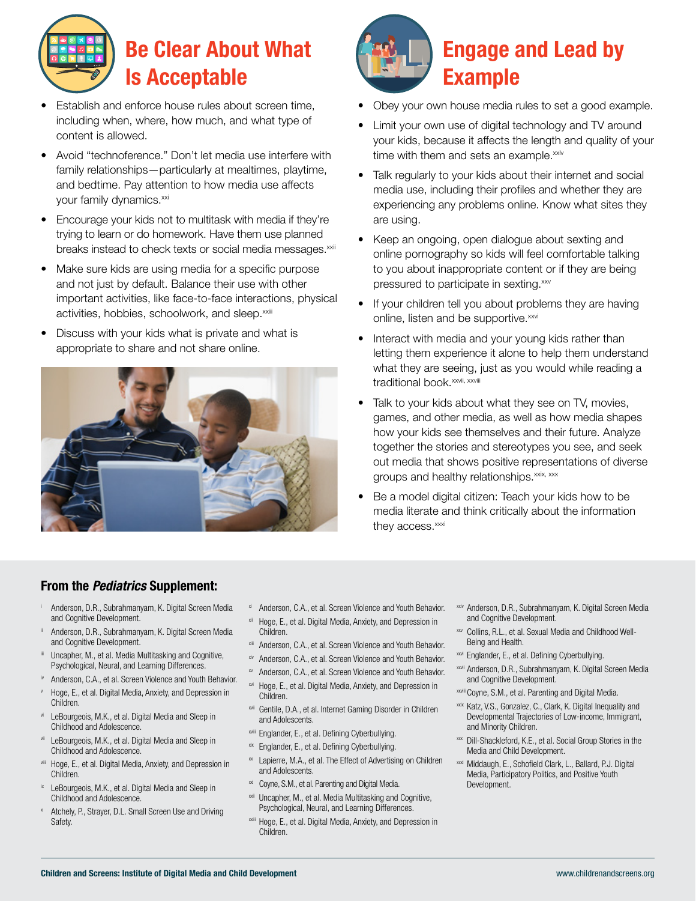## Be Clear About What Is Acceptable

- Establish and enforce house rules about screen time, including when, where, how much, and what type of content is allowed.
- Avoid "technoference." Don't let media use interfere with family relationships—particularly at mealtimes, playtime, and bedtime. Pay attention to how media use affects your family dynamics.[xxi]
- Encourage your kids not to multitask with media if they're trying to learn or do homework. Have them use planned breaks instead to check texts or social media messages.[xxii]
- Make sure kids are using media for a specific purpose and not just by default. Balance their use with other important activities, like face-to-face interactions, physical activities, hobbies, schoolwork, and sleep.[xxiii]
- Discuss with your kids what is private and what is appropriate to share and not share online.

## Engage and Lead by Example

- Obey your own house media rules to set a good example.
- Limit your own use of digital technology and TV around your kids, because it affects the length and quality of your time with them and sets an example.[xxiv]
- Talk regularly to your kids about their internet and social media use, including their profiles and whether they are experiencing any problems online. Know what sites they are using.
- Keep an ongoing, open dialogue about sexting and online pornography so kids will feel comfortable talking to you about inappropriate content or if they are being pressured to participate in sexting.[xxv]
- If your children tell you about problems they are having online, listen and be supportive.[xxvi]
- Interact with media and your young kids rather than letting them experience it alone to help them understand what they are seeing, just as you would while reading a traditional book.[xxvii, xxviii]
- Talk to your kids about what they see on TV, movies, games, and other media, as well as how media shapes how your kids see themselves and their future. Analyze together the stories and stereotypes you see, and seek out media that shows positive representations of diverse groups and healthy relationships.[xxix, xxx]
- Be a model digital citizen: Teach your kids how to be media literate and think critically about the information they access.[xxxi]

### From the *Pediatrics* Supplement:

- i Anderson, D.R., Subrahmanyam, K. Digital Screen Media and Cognitive Development.
- ii Anderson, D.R., Subrahmanyam, K. Digital Screen Media and Cognitive Development.
- iii Uncapher, M., et al. Media Multitasking and Cognitive, Psychological, Neural, and Learning Differences.
- iv Anderson, C.A., et al. Screen Violence and Youth Behavior.
- v Hoge, E., et al. Digital Media, Anxiety, and Depression in Children.
- vi LeBourgeois, M.K., et al. Digital Media and Sleep in Childhood and Adolescence.
- vii LeBourgeois, M.K., et al. Digital Media and Sleep in Childhood and Adolescence.
- viii Hoge, E., et al. Digital Media, Anxiety, and Depression in Children.
- ix LeBourgeois, M.K., et al. Digital Media and Sleep in Childhood and Adolescence.
- x Atchely, P., Strayer, D.L. Small Screen Use and Driving Safety.
- xi Anderson, C.A., et al. Screen Violence and Youth Behavior.
- xii Hoge, E., et al. Digital Media, Anxiety, and Depression in Children.
- xiii Anderson, C.A., et al. Screen Violence and Youth Behavior.
- xiv Anderson, C.A., et al. Screen Violence and Youth Behavior.
- xv Anderson, C.A., et al. Screen Violence and Youth Behavior.
- xvi Hoge, E., et al. Digital Media, Anxiety, and Depression in Children.
- xvii Gentile, D.A., et al. Internet Gaming Disorder in Children and Adolescents.
- xviii Englander, E., et al. Defining Cyberbullying.
- xix Englander, E., et al. Defining Cyberbullying.
- xx Lapierre, M.A., et al. The Effect of Advertising on Children and Adolescents.
- xxi Coyne, S.M., et al. Parenting and Digital Media.
- xxii Uncapher, M., et al. Media Multitasking and Cognitive, Psychological, Neural, and Learning Differences.
- xxiii Hoge, E., et al. Digital Media, Anxiety, and Depression in Children.
- xxiv Anderson, D.R., Subrahmanyam, K. Digital Screen Media and Cognitive Development.
- xxv Collins, R.L., et al. Sexual Media and Childhood Well-Being and Health.
- xxvi Englander, E., et al. Defining Cyberbullying.
- xxvii Anderson, D.R., Subrahmanyam, K. Digital Screen Media and Cognitive Development.
- xxviii Coyne, S.M., et al. Parenting and Digital Media.
- xxix Katz, V.S., Gonzalez, C., Clark, K. Digital Inequality and Developmental Trajectories of Low-income, Immigrant, and Minority Children.
- xxx Dill-Shackleford, K.E., et al. Social Group Stories in the Media and Child Development.
- xxxi Middaugh, E., Schofield Clark, L., Ballard, P.J. Digital Media, Participatory Politics, and Positive Youth Development.

Children and Screens: Institute of Digital Media and Child Development

www.childrenandscreens.org